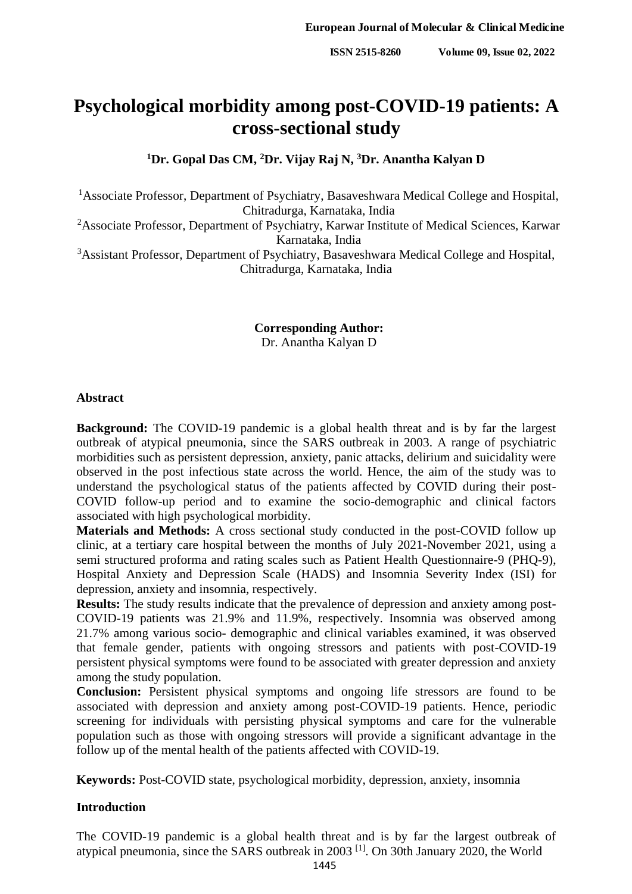# Psychological morbidity among post-COVID-19 patients: A cross-sectional study

**[1]Dr. Gopal Das CM, [2]Dr. Vijay Raj N, [3]Dr. Anantha Kalyan D**

[1]Associate Professor, Department of Psychiatry, Basaveshwara Medical College and Hospital, Chitradurga, Karnataka, India

[2]Associate Professor, Department of Psychiatry, Karwar Institute of Medical Sciences, Karwar Karnataka, India

[3]Assistant Professor, Department of Psychiatry, Basaveshwara Medical College and Hospital, Chitradurga, Karnataka, India

**Corresponding Author:**
Dr. Anantha Kalyan D

## Abstract

**Background:** The COVID-19 pandemic is a global health threat and is by far the largest outbreak of atypical pneumonia, since the SARS outbreak in 2003. A range of psychiatric morbidities such as persistent depression, anxiety, panic attacks, delirium and suicidality were observed in the post infectious state across the world. Hence, the aim of the study was to understand the psychological status of the patients affected by COVID during their post-COVID follow-up period and to examine the socio-demographic and clinical factors associated with high psychological morbidity.

**Materials and Methods:** A cross sectional study conducted in the post-COVID follow up clinic, at a tertiary care hospital between the months of July 2021-November 2021, using a semi structured proforma and rating scales such as Patient Health Questionnaire-9 (PHQ-9), Hospital Anxiety and Depression Scale (HADS) and Insomnia Severity Index (ISI) for depression, anxiety and insomnia, respectively.

**Results:** The study results indicate that the prevalence of depression and anxiety among post-COVID-19 patients was 21.9% and 11.9%, respectively. Insomnia was observed among 21.7% among various socio- demographic and clinical variables examined, it was observed that female gender, patients with ongoing stressors and patients with post-COVID-19 persistent physical symptoms were found to be associated with greater depression and anxiety among the study population.

**Conclusion:** Persistent physical symptoms and ongoing life stressors are found to be associated with depression and anxiety among post-COVID-19 patients. Hence, periodic screening for individuals with persisting physical symptoms and care for the vulnerable population such as those with ongoing stressors will provide a significant advantage in the follow up of the mental health of the patients affected with COVID-19.

**Keywords:** Post-COVID state, psychological morbidity, depression, anxiety, insomnia

## Introduction

The COVID-19 pandemic is a global health threat and is by far the largest outbreak of atypical pneumonia, since the SARS outbreak in 2003 [1]. On 30th January 2020, the World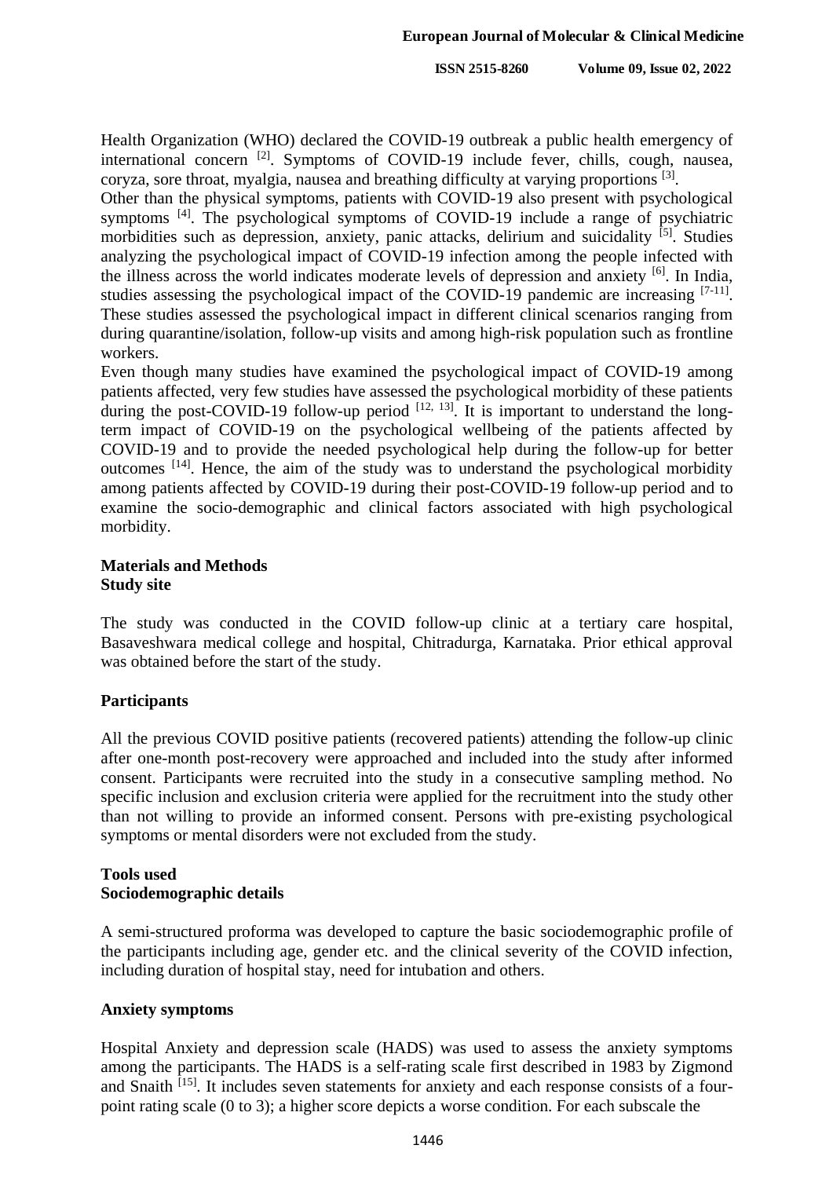Health Organization (WHO) declared the COVID-19 outbreak a public health emergency of international concern [2]. Symptoms of COVID-19 include fever, chills, cough, nausea, coryza, sore throat, myalgia, nausea and breathing difficulty at varying proportions [3].

Other than the physical symptoms, patients with COVID-19 also present with psychological symptoms [4]. The psychological symptoms of COVID-19 include a range of psychiatric morbidities such as depression, anxiety, panic attacks, delirium and suicidality [5]. Studies analyzing the psychological impact of COVID-19 infection among the people infected with the illness across the world indicates moderate levels of depression and anxiety [6]. In India, studies assessing the psychological impact of the COVID-19 pandemic are increasing [7-11]. These studies assessed the psychological impact in different clinical scenarios ranging from during quarantine/isolation, follow-up visits and among high-risk population such as frontline workers.

Even though many studies have examined the psychological impact of COVID-19 among patients affected, very few studies have assessed the psychological morbidity of these patients during the post-COVID-19 follow-up period [12, 13]. It is important to understand the long-term impact of COVID-19 on the psychological wellbeing of the patients affected by COVID-19 and to provide the needed psychological help during the follow-up for better outcomes [14]. Hence, the aim of the study was to understand the psychological morbidity among patients affected by COVID-19 during their post-COVID-19 follow-up period and to examine the socio-demographic and clinical factors associated with high psychological morbidity.

## Materials and Methods

### Study site

The study was conducted in the COVID follow-up clinic at a tertiary care hospital, Basaveshwara medical college and hospital, Chitradurga, Karnataka. Prior ethical approval was obtained before the start of the study.

### Participants

All the previous COVID positive patients (recovered patients) attending the follow-up clinic after one-month post-recovery were approached and included into the study after informed consent. Participants were recruited into the study in a consecutive sampling method. No specific inclusion and exclusion criteria were applied for the recruitment into the study other than not willing to provide an informed consent. Persons with pre-existing psychological symptoms or mental disorders were not excluded from the study.

### Tools used

#### Sociodemographic details

A semi-structured proforma was developed to capture the basic sociodemographic profile of the participants including age, gender etc. and the clinical severity of the COVID infection, including duration of hospital stay, need for intubation and others.

#### Anxiety symptoms

Hospital Anxiety and depression scale (HADS) was used to assess the anxiety symptoms among the participants. The HADS is a self-rating scale first described in 1983 by Zigmond and Snaith [15]. It includes seven statements for anxiety and each response consists of a four-point rating scale (0 to 3); a higher score depicts a worse condition. For each subscale the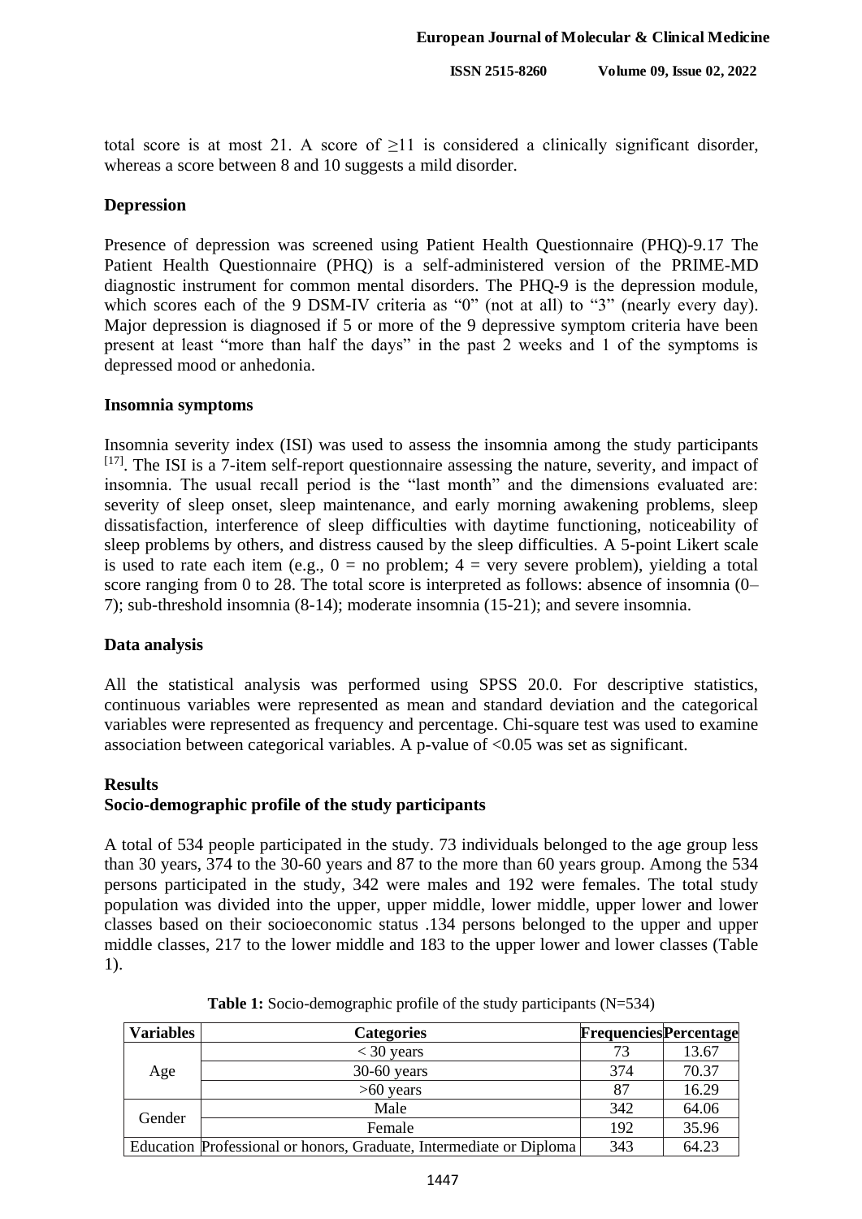total score is at most 21. A score of ≥11 is considered a clinically significant disorder, whereas a score between 8 and 10 suggests a mild disorder.

### Depression

Presence of depression was screened using Patient Health Questionnaire (PHQ)-9.17 The Patient Health Questionnaire (PHQ) is a self-administered version of the PRIME-MD diagnostic instrument for common mental disorders. The PHQ-9 is the depression module, which scores each of the 9 DSM-IV criteria as "0" (not at all) to "3" (nearly every day). Major depression is diagnosed if 5 or more of the 9 depressive symptom criteria have been present at least "more than half the days" in the past 2 weeks and 1 of the symptoms is depressed mood or anhedonia.

### Insomnia symptoms

Insomnia severity index (ISI) was used to assess the insomnia among the study participants [17]. The ISI is a 7-item self-report questionnaire assessing the nature, severity, and impact of insomnia. The usual recall period is the "last month" and the dimensions evaluated are: severity of sleep onset, sleep maintenance, and early morning awakening problems, sleep dissatisfaction, interference of sleep difficulties with daytime functioning, noticeability of sleep problems by others, and distress caused by the sleep difficulties. A 5-point Likert scale is used to rate each item (e.g., 0 = no problem; 4 = very severe problem), yielding a total score ranging from 0 to 28. The total score is interpreted as follows: absence of insomnia (0–7); sub-threshold insomnia (8-14); moderate insomnia (15-21); and severe insomnia.

### Data analysis

All the statistical analysis was performed using SPSS 20.0. For descriptive statistics, continuous variables were represented as mean and standard deviation and the categorical variables were represented as frequency and percentage. Chi-square test was used to examine association between categorical variables. A p-value of <0.05 was set as significant.

## Results

### Socio-demographic profile of the study participants

A total of 534 people participated in the study. 73 individuals belonged to the age group less than 30 years, 374 to the 30-60 years and 87 to the more than 60 years group. Among the 534 persons participated in the study, 342 were males and 192 were females. The total study population was divided into the upper, upper middle, lower middle, upper lower and lower classes based on their socioeconomic status .134 persons belonged to the upper and upper middle classes, 217 to the lower middle and 183 to the upper lower and lower classes (Table 1).

**Table 1:** Socio-demographic profile of the study participants (N=534)

| Variables | Categories | Frequencies | Percentage |
|---|---|---|---|
| Age | < 30 years | 73 | 13.67 |
| | 30-60 years | 374 | 70.37 |
| | >60 years | 87 | 16.29 |
| Gender | Male | 342 | 64.06 |
| | Female | 192 | 35.96 |
| Education | Professional or honors, Graduate, Intermediate or Diploma | 343 | 64.23 |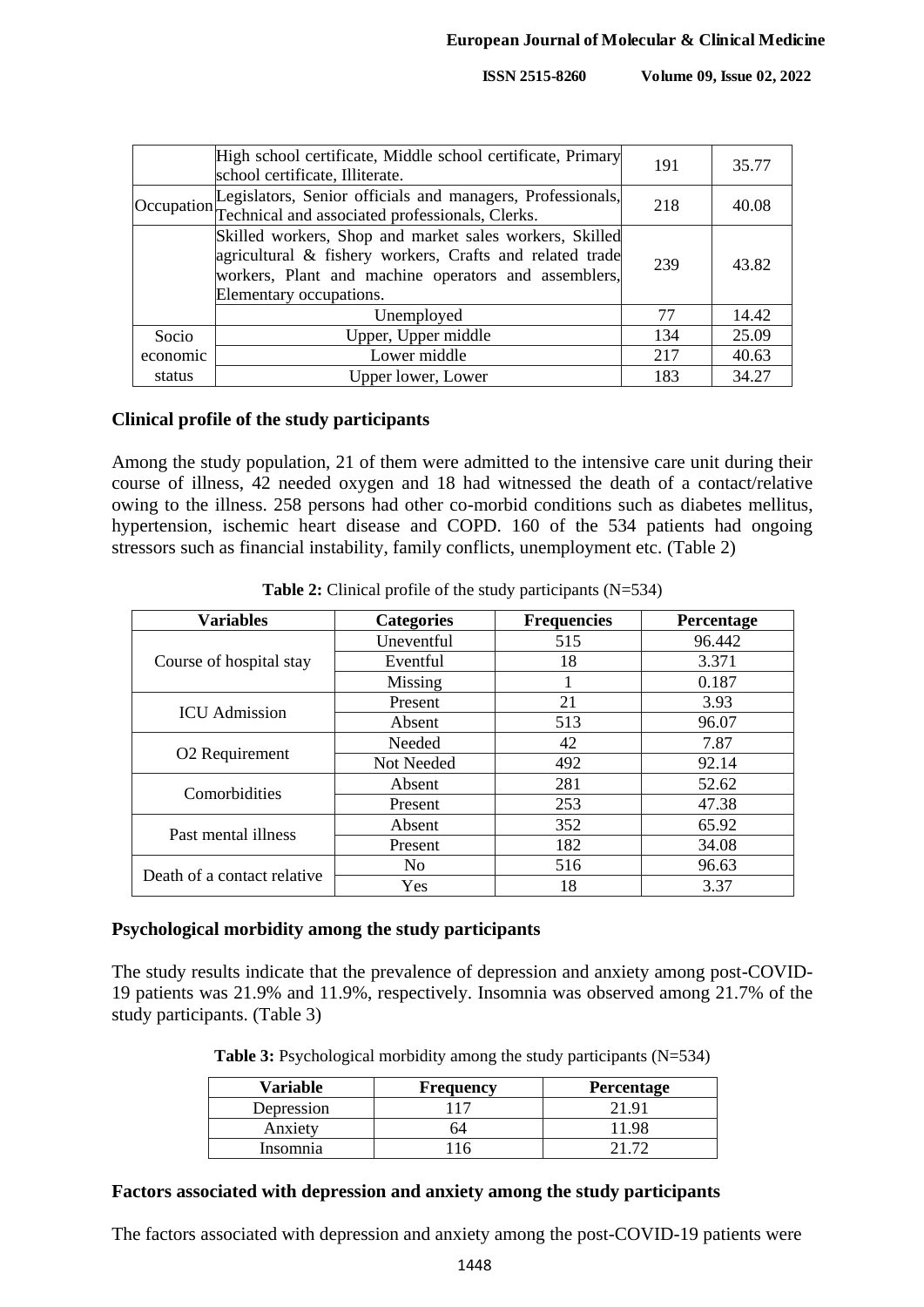| | High school certificate, Middle school certificate, Primary school certificate, Illiterate. | 191 | 35.77 |
|---|---|---|---|
| Occupation | Legislators, Senior officials and managers, Professionals, Technical and associated professionals, Clerks. | 218 | 40.08 |
| | Skilled workers, Shop and market sales workers, Skilled agricultural & fishery workers, Crafts and related trade workers, Plant and machine operators and assemblers, Elementary occupations. | 239 | 43.82 |
| | Unemployed | 77 | 14.42 |
| Socio economic status | Upper, Upper middle | 134 | 25.09 |
| | Lower middle | 217 | 40.63 |
| | Upper lower, Lower | 183 | 34.27 |

### Clinical profile of the study participants

Among the study population, 21 of them were admitted to the intensive care unit during their course of illness, 42 needed oxygen and 18 had witnessed the death of a contact/relative owing to the illness. 258 persons had other co-morbid conditions such as diabetes mellitus, hypertension, ischemic heart disease and COPD. 160 of the 534 patients had ongoing stressors such as financial instability, family conflicts, unemployment etc. (Table 2)

**Table 2:** Clinical profile of the study participants (N=534)

| Variables | Categories | Frequencies | Percentage |
|---|---|---|---|
| Course of hospital stay | Uneventful | 515 | 96.442 |
| | Eventful | 18 | 3.371 |
| | Missing | 1 | 0.187 |
| ICU Admission | Present | 21 | 3.93 |
| | Absent | 513 | 96.07 |
| O2 Requirement | Needed | 42 | 7.87 |
| | Not Needed | 492 | 92.14 |
| Comorbidities | Absent | 281 | 52.62 |
| | Present | 253 | 47.38 |
| Past mental illness | Absent | 352 | 65.92 |
| | Present | 182 | 34.08 |
| Death of a contact relative | No | 516 | 96.63 |
| | Yes | 18 | 3.37 |

### Psychological morbidity among the study participants

The study results indicate that the prevalence of depression and anxiety among post-COVID-19 patients was 21.9% and 11.9%, respectively. Insomnia was observed among 21.7% of the study participants. (Table 3)

**Table 3:** Psychological morbidity among the study participants (N=534)

| Variable | Frequency | Percentage |
|---|---|---|
| Depression | 117 | 21.91 |
| Anxiety | 64 | 11.98 |
| Insomnia | 116 | 21.72 |

### Factors associated with depression and anxiety among the study participants

The factors associated with depression and anxiety among the post-COVID-19 patients were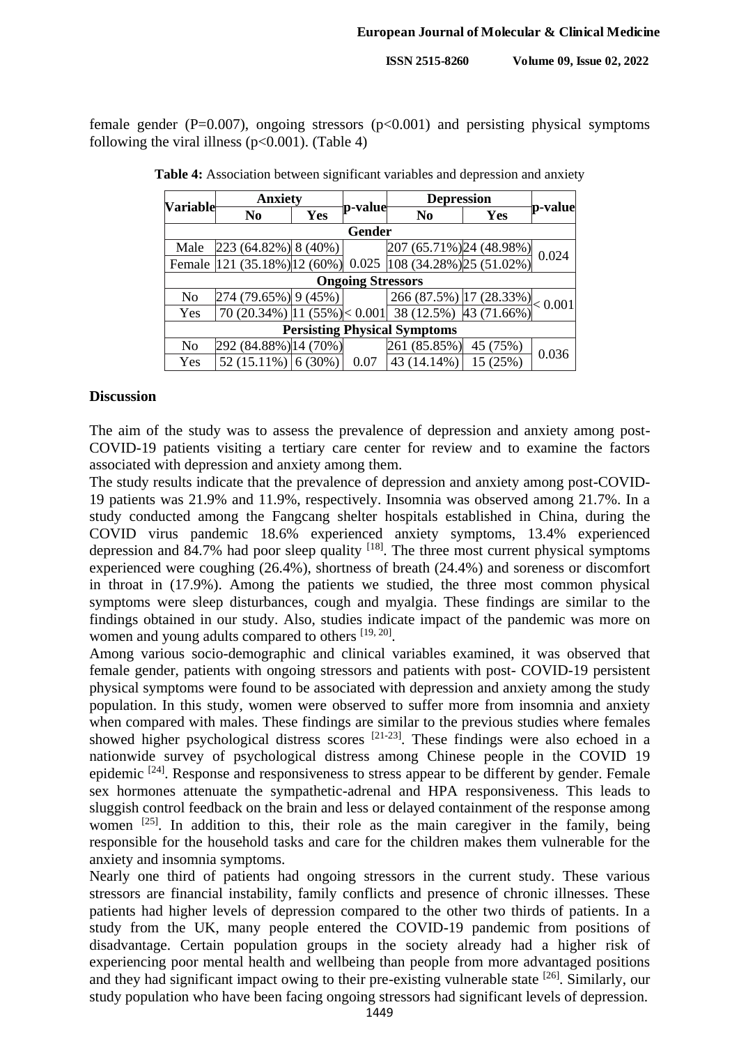female gender (P=0.007), ongoing stressors (p<0.001) and persisting physical symptoms following the viral illness (p<0.001). (Table 4)

**Table 4:** Association between significant variables and depression and anxiety

| Variable | Anxiety | | p-value | Depression | | p-value |
|---|---|---|---|---|---|---|
| | No | Yes | | No | Yes | |
| **Gender** | | | | | | |
| Male | 223 (64.82%) | 8 (40%) | 0.025 | 207 (65.71%) | 24 (48.98%) | 0.024 |
| Female | 121 (35.18%) | 12 (60%) | | 108 (34.28%) | 25 (51.02%) | |
| **Ongoing Stressors** | | | | | | |
| No | 274 (79.65%) | 9 (45%) | < 0.001 | 266 (87.5%) | 17 (28.33%) | < 0.001 |
| Yes | 70 (20.34%) | 11 (55%) | | 38 (12.5%) | 43 (71.66%) | |
| **Persisting Physical Symptoms** | | | | | | |
| No | 292 (84.88%) | 14 (70%) | 0.07 | 261 (85.85%) | 45 (75%) | 0.036 |
| Yes | 52 (15.11%) | 6 (30%) | | 43 (14.14%) | 15 (25%) | |

## Discussion

The aim of the study was to assess the prevalence of depression and anxiety among post-COVID-19 patients visiting a tertiary care center for review and to examine the factors associated with depression and anxiety among them.

The study results indicate that the prevalence of depression and anxiety among post-COVID-19 patients was 21.9% and 11.9%, respectively. Insomnia was observed among 21.7%. In a study conducted among the Fangcang shelter hospitals established in China, during the COVID virus pandemic 18.6% experienced anxiety symptoms, 13.4% experienced depression and 84.7% had poor sleep quality [18]. The three most current physical symptoms experienced were coughing (26.4%), shortness of breath (24.4%) and soreness or discomfort in throat in (17.9%). Among the patients we studied, the three most common physical symptoms were sleep disturbances, cough and myalgia. These findings are similar to the findings obtained in our study. Also, studies indicate impact of the pandemic was more on women and young adults compared to others [19, 20].

Among various socio-demographic and clinical variables examined, it was observed that female gender, patients with ongoing stressors and patients with post- COVID-19 persistent physical symptoms were found to be associated with depression and anxiety among the study population. In this study, women were observed to suffer more from insomnia and anxiety when compared with males. These findings are similar to the previous studies where females showed higher psychological distress scores [21-23]. These findings were also echoed in a nationwide survey of psychological distress among Chinese people in the COVID 19 epidemic [24]. Response and responsiveness to stress appear to be different by gender. Female sex hormones attenuate the sympathetic-adrenal and HPA responsiveness. This leads to sluggish control feedback on the brain and less or delayed containment of the response among women [25]. In addition to this, their role as the main caregiver in the family, being responsible for the household tasks and care for the children makes them vulnerable for the anxiety and insomnia symptoms.

Nearly one third of patients had ongoing stressors in the current study. These various stressors are financial instability, family conflicts and presence of chronic illnesses. These patients had higher levels of depression compared to the other two thirds of patients. In a study from the UK, many people entered the COVID-19 pandemic from positions of disadvantage. Certain population groups in the society already had a higher risk of experiencing poor mental health and wellbeing than people from more advantaged positions and they had significant impact owing to their pre-existing vulnerable state [26]. Similarly, our study population who have been facing ongoing stressors had significant levels of depression.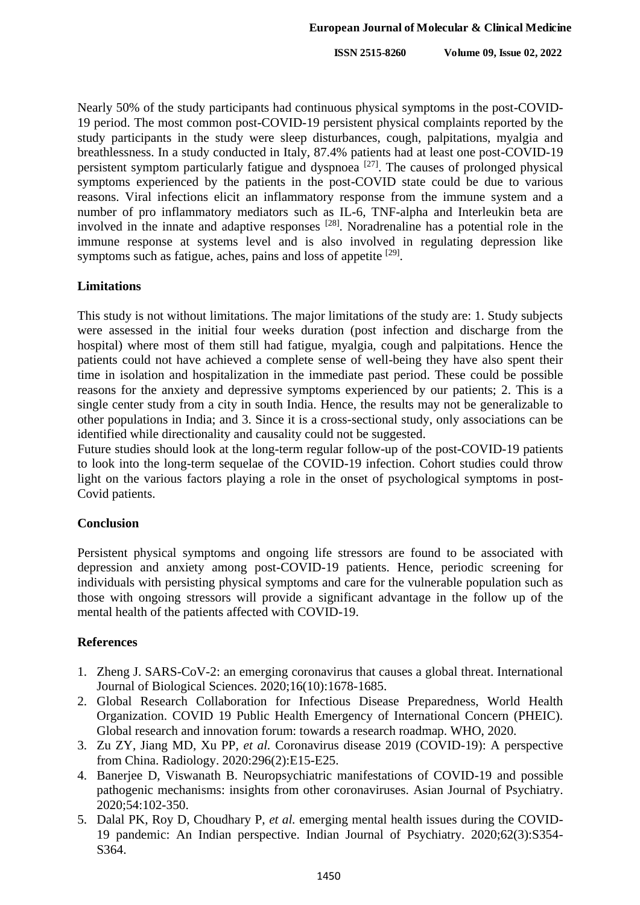Nearly 50% of the study participants had continuous physical symptoms in the post-COVID-19 period. The most common post-COVID-19 persistent physical complaints reported by the study participants in the study were sleep disturbances, cough, palpitations, myalgia and breathlessness. In a study conducted in Italy, 87.4% patients had at least one post-COVID-19 persistent symptom particularly fatigue and dyspnoea [27]. The causes of prolonged physical symptoms experienced by the patients in the post-COVID state could be due to various reasons. Viral infections elicit an inflammatory response from the immune system and a number of pro inflammatory mediators such as IL-6, TNF-alpha and Interleukin beta are involved in the innate and adaptive responses [28]. Noradrenaline has a potential role in the immune response at systems level and is also involved in regulating depression like symptoms such as fatigue, aches, pains and loss of appetite [29].

## Limitations

This study is not without limitations. The major limitations of the study are: 1. Study subjects were assessed in the initial four weeks duration (post infection and discharge from the hospital) where most of them still had fatigue, myalgia, cough and palpitations. Hence the patients could not have achieved a complete sense of well-being they have also spent their time in isolation and hospitalization in the immediate past period. These could be possible reasons for the anxiety and depressive symptoms experienced by our patients; 2. This is a single center study from a city in south India. Hence, the results may not be generalizable to other populations in India; and 3. Since it is a cross-sectional study, only associations can be identified while directionality and causality could not be suggested.

Future studies should look at the long-term regular follow-up of the post-COVID-19 patients to look into the long-term sequelae of the COVID-19 infection. Cohort studies could throw light on the various factors playing a role in the onset of psychological symptoms in post-Covid patients.

## Conclusion

Persistent physical symptoms and ongoing life stressors are found to be associated with depression and anxiety among post-COVID-19 patients. Hence, periodic screening for individuals with persisting physical symptoms and care for the vulnerable population such as those with ongoing stressors will provide a significant advantage in the follow up of the mental health of the patients affected with COVID-19.

## References

1. Zheng J. SARS-CoV-2: an emerging coronavirus that causes a global threat. International Journal of Biological Sciences. 2020;16(10):1678-1685.
2. Global Research Collaboration for Infectious Disease Preparedness, World Health Organization. COVID 19 Public Health Emergency of International Concern (PHEIC). Global research and innovation forum: towards a research roadmap. WHO, 2020.
3. Zu ZY, Jiang MD, Xu PP, *et al.* Coronavirus disease 2019 (COVID-19): A perspective from China. Radiology. 2020:296(2):E15-E25.
4. Banerjee D, Viswanath B. Neuropsychiatric manifestations of COVID-19 and possible pathogenic mechanisms: insights from other coronaviruses. Asian Journal of Psychiatry. 2020;54:102-350.
5. Dalal PK, Roy D, Choudhary P, *et al.* emerging mental health issues during the COVID-19 pandemic: An Indian perspective. Indian Journal of Psychiatry. 2020;62(3):S354-S364.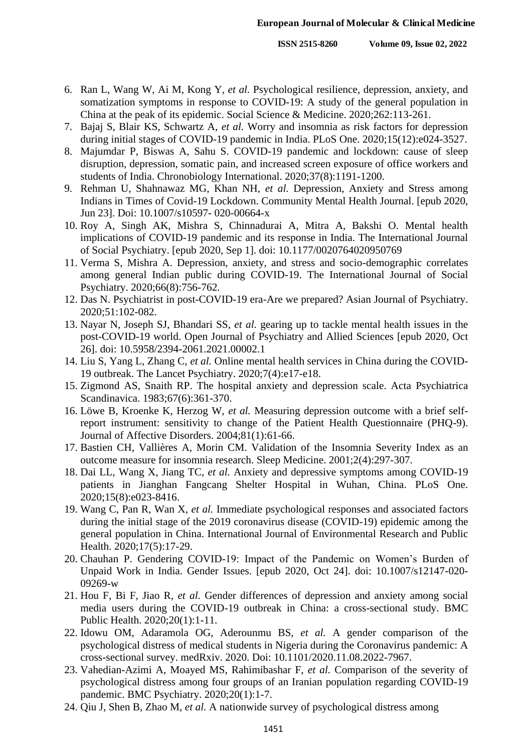6. Ran L, Wang W, Ai M, Kong Y, *et al.* Psychological resilience, depression, anxiety, and somatization symptoms in response to COVID-19: A study of the general population in China at the peak of its epidemic. Social Science & Medicine. 2020;262:113-261.
7. Bajaj S, Blair KS, Schwartz A, *et al.* Worry and insomnia as risk factors for depression during initial stages of COVID-19 pandemic in India. PLoS One. 2020;15(12):e024-3527.
8. Majumdar P, Biswas A, Sahu S. COVID-19 pandemic and lockdown: cause of sleep disruption, depression, somatic pain, and increased screen exposure of office workers and students of India. Chronobiology International. 2020;37(8):1191-1200.
9. Rehman U, Shahnawaz MG, Khan NH, *et al.* Depression, Anxiety and Stress among Indians in Times of Covid-19 Lockdown. Community Mental Health Journal. [epub 2020, Jun 23]. Doi: 10.1007/s10597- 020-00664-x
10. Roy A, Singh AK, Mishra S, Chinnadurai A, Mitra A, Bakshi O. Mental health implications of COVID-19 pandemic and its response in India. The International Journal of Social Psychiatry. [epub 2020, Sep 1]. doi: 10.1177/0020764020950769
11. Verma S, Mishra A. Depression, anxiety, and stress and socio-demographic correlates among general Indian public during COVID-19. The International Journal of Social Psychiatry. 2020;66(8):756-762.
12. Das N. Psychiatrist in post-COVID-19 era-Are we prepared? Asian Journal of Psychiatry. 2020;51:102-082.
13. Nayar N, Joseph SJ, Bhandari SS, *et al.* gearing up to tackle mental health issues in the post-COVID-19 world. Open Journal of Psychiatry and Allied Sciences [epub 2020, Oct 26]. doi: 10.5958/2394-2061.2021.00002.1
14. Liu S, Yang L, Zhang C, *et al.* Online mental health services in China during the COVID-19 outbreak. The Lancet Psychiatry. 2020;7(4):e17-e18.
15. Zigmond AS, Snaith RP. The hospital anxiety and depression scale. Acta Psychiatrica Scandinavica. 1983;67(6):361-370.
16. Löwe B, Kroenke K, Herzog W, *et al.* Measuring depression outcome with a brief self-report instrument: sensitivity to change of the Patient Health Questionnaire (PHQ-9). Journal of Affective Disorders. 2004;81(1):61-66.
17. Bastien CH, Vallières A, Morin CM. Validation of the Insomnia Severity Index as an outcome measure for insomnia research. Sleep Medicine. 2001;2(4):297-307.
18. Dai LL, Wang X, Jiang TC, *et al.* Anxiety and depressive symptoms among COVID-19 patients in Jianghan Fangcang Shelter Hospital in Wuhan, China. PLoS One. 2020;15(8):e023-8416.
19. Wang C, Pan R, Wan X, *et al.* Immediate psychological responses and associated factors during the initial stage of the 2019 coronavirus disease (COVID-19) epidemic among the general population in China. International Journal of Environmental Research and Public Health. 2020;17(5):17-29.
20. Chauhan P. Gendering COVID-19: Impact of the Pandemic on Women's Burden of Unpaid Work in India. Gender Issues. [epub 2020, Oct 24]. doi: 10.1007/s12147-020-09269-w
21. Hou F, Bi F, Jiao R, *et al.* Gender differences of depression and anxiety among social media users during the COVID-19 outbreak in China: a cross-sectional study. BMC Public Health. 2020;20(1):1-11.
22. Idowu OM, Adaramola OG, Aderounmu BS, *et al.* A gender comparison of the psychological distress of medical students in Nigeria during the Coronavirus pandemic: A cross-sectional survey. medRxiv. 2020. Doi: 10.1101/2020.11.08.2022-7967.
23. Vahedian-Azimi A, Moayed MS, Rahimibashar F, *et al.* Comparison of the severity of psychological distress among four groups of an Iranian population regarding COVID-19 pandemic. BMC Psychiatry. 2020;20(1):1-7.
24. Qiu J, Shen B, Zhao M, *et al.* A nationwide survey of psychological distress among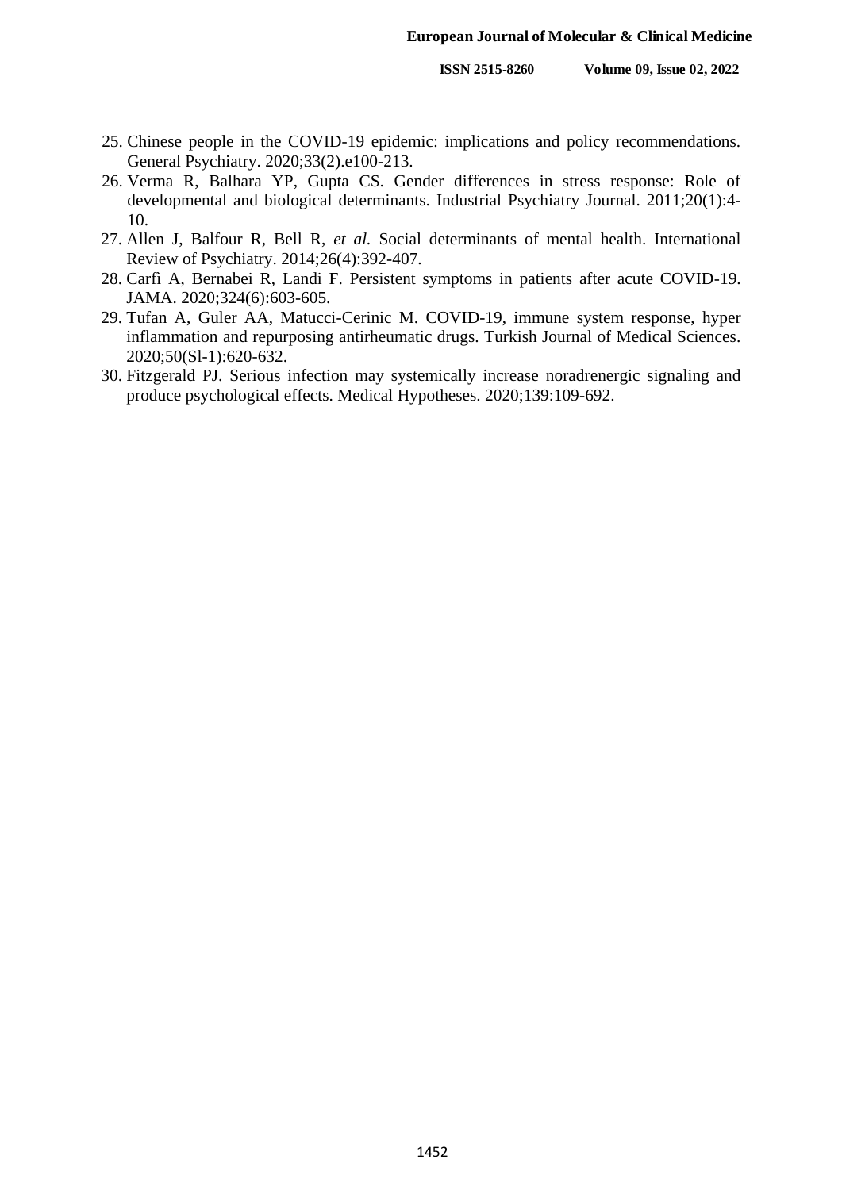25. Chinese people in the COVID-19 epidemic: implications and policy recommendations. General Psychiatry. 2020;33(2).e100-213.
26. Verma R, Balhara YP, Gupta CS. Gender differences in stress response: Role of developmental and biological determinants. Industrial Psychiatry Journal. 2011;20(1):4-10.
27. Allen J, Balfour R, Bell R, *et al.* Social determinants of mental health. International Review of Psychiatry. 2014;26(4):392-407.
28. Carfì A, Bernabei R, Landi F. Persistent symptoms in patients after acute COVID-19. JAMA. 2020;324(6):603-605.
29. Tufan A, Guler AA, Matucci-Cerinic M. COVID-19, immune system response, hyper inflammation and repurposing antirheumatic drugs. Turkish Journal of Medical Sciences. 2020;50(Sl-1):620-632.
30. Fitzgerald PJ. Serious infection may systemically increase noradrenergic signaling and produce psychological effects. Medical Hypotheses. 2020;139:109-692.